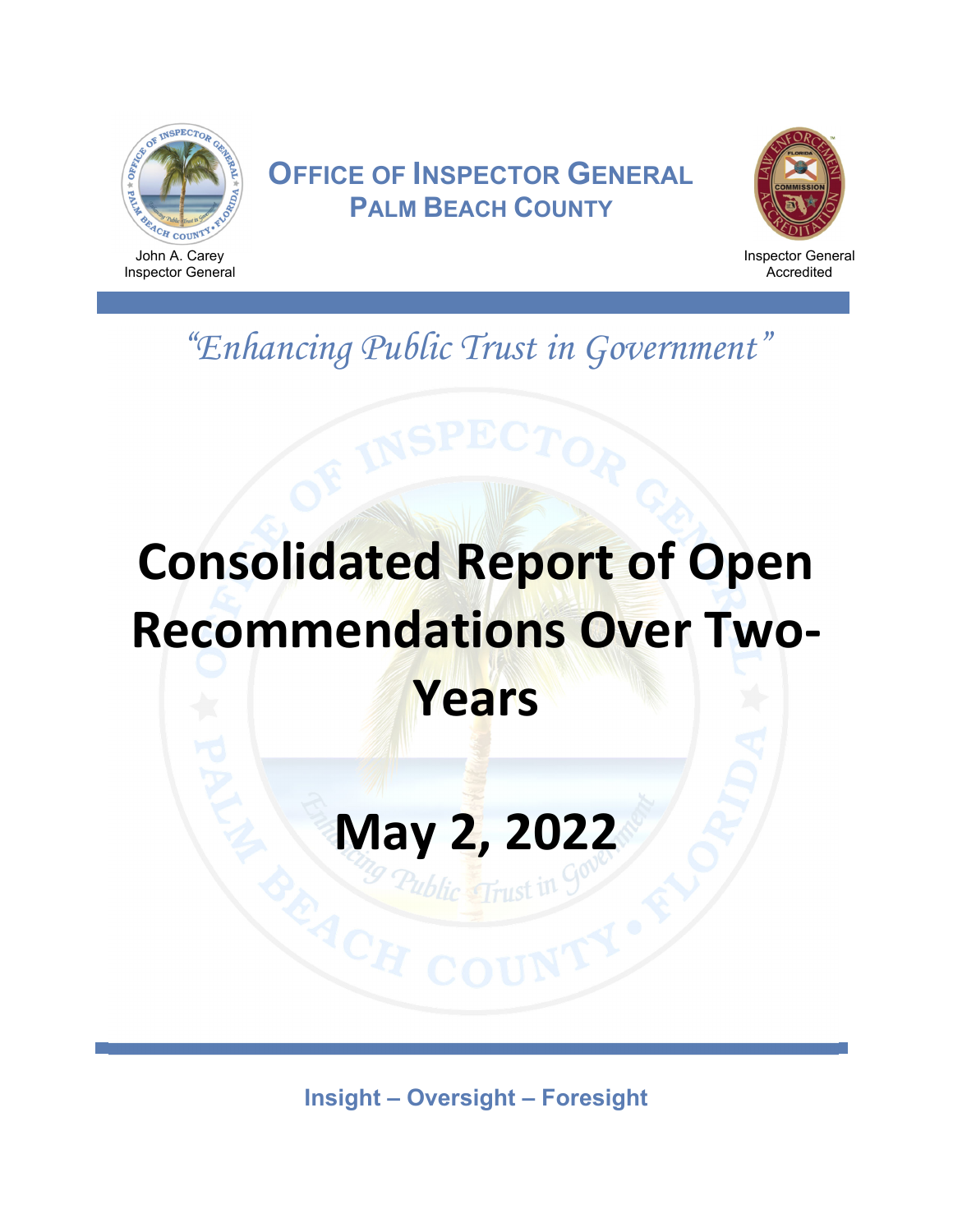# Office of Inspector General
## Palm Beach County

John A. Carey
Inspector General

Inspector General
Accredited

*"Enhancing Public Trust in Government"*

# Consolidated Report of Open Recommendations Over Two-Years

# May 2, 2022

**Insight – Oversight – Foresight**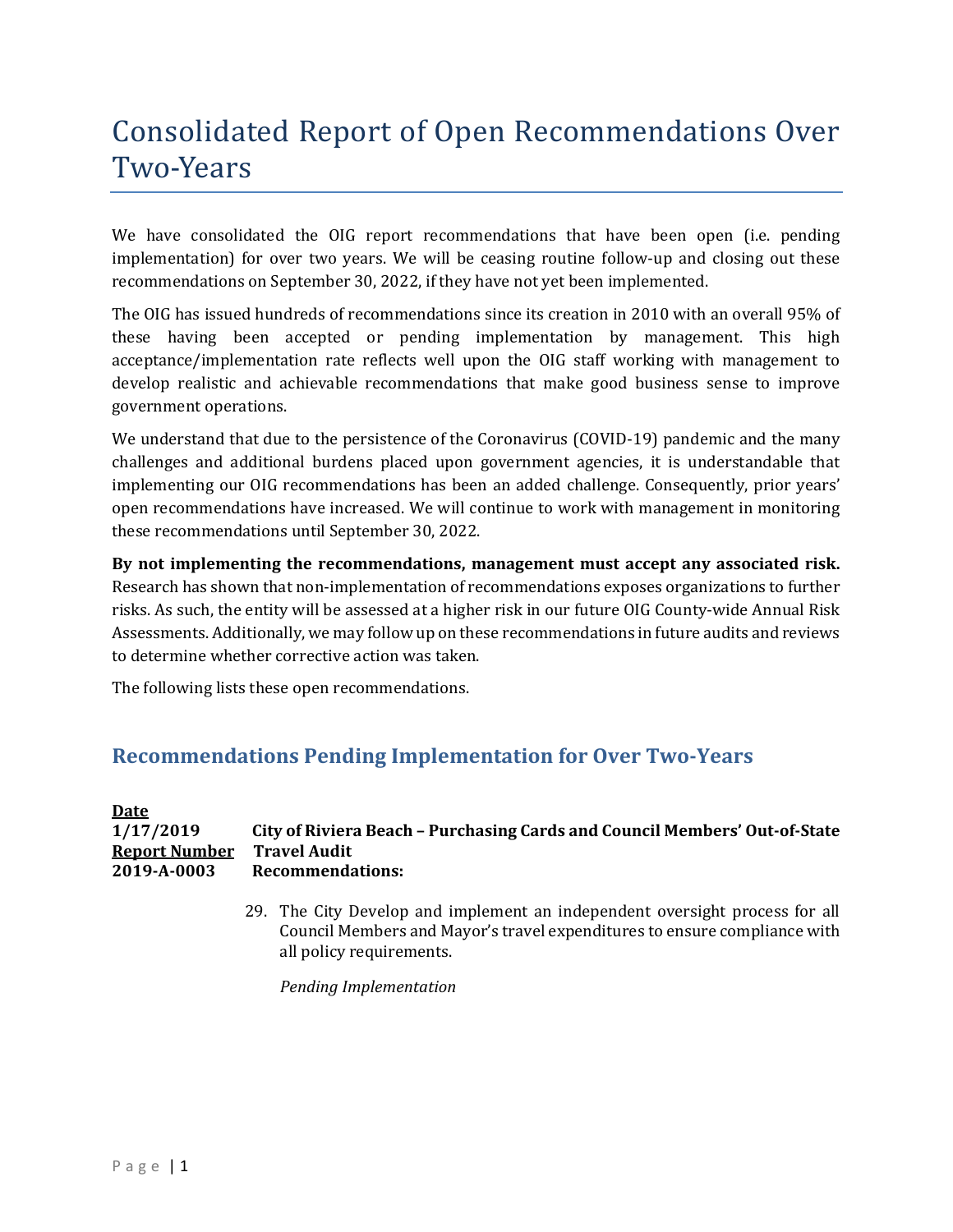# Consolidated Report of Open Recommendations Over Two-Years

We have consolidated the OIG report recommendations that have been open (i.e. pending implementation) for over two years. We will be ceasing routine follow-up and closing out these recommendations on September 30, 2022, if they have not yet been implemented.

The OIG has issued hundreds of recommendations since its creation in 2010 with an overall 95% of these having been accepted or pending implementation by management. This high acceptance/implementation rate reflects well upon the OIG staff working with management to develop realistic and achievable recommendations that make good business sense to improve government operations.

We understand that due to the persistence of the Coronavirus (COVID-19) pandemic and the many challenges and additional burdens placed upon government agencies, it is understandable that implementing our OIG recommendations has been an added challenge. Consequently, prior years' open recommendations have increased. We will continue to work with management in monitoring these recommendations until September 30, 2022.

**By not implementing the recommendations, management must accept any associated risk.** Research has shown that non-implementation of recommendations exposes organizations to further risks. As such, the entity will be assessed at a higher risk in our future OIG County-wide Annual Risk Assessments. Additionally, we may follow up on these recommendations in future audits and reviews to determine whether corrective action was taken.

The following lists these open recommendations.

## Recommendations Pending Implementation for Over Two-Years

**Date**
1/17/2019

**Report Number**
2019-A-0003

**City of Riviera Beach – Purchasing Cards and Council Members' Out-of-State Travel Audit**

**Recommendations:**

29. The City Develop and implement an independent oversight process for all Council Members and Mayor's travel expenditures to ensure compliance with all policy requirements.

    *Pending Implementation*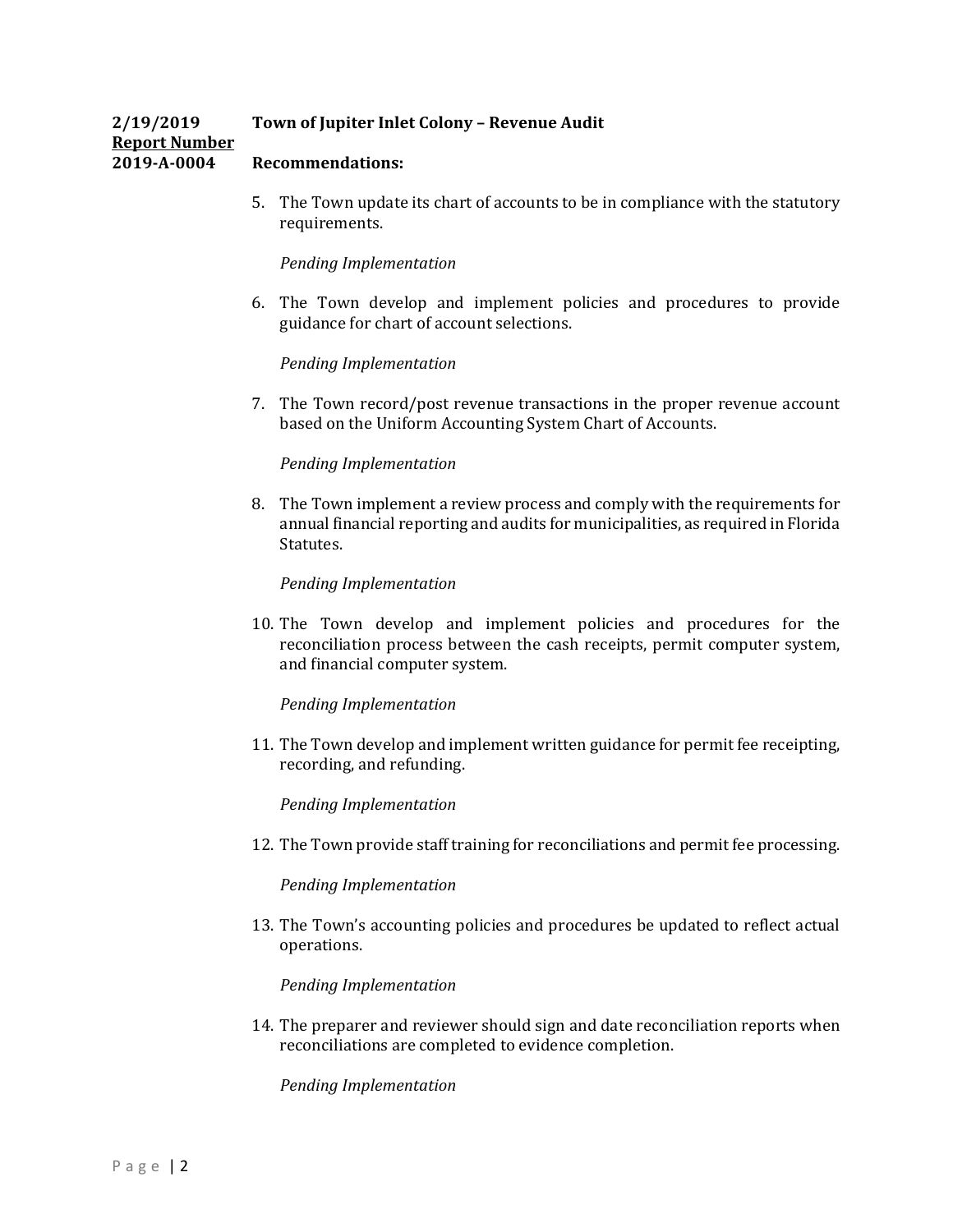**2/19/2019** **Town of Jupiter Inlet Colony – Revenue Audit**

**Report Number**

**2019-A-0004** **Recommendations:**

5. The Town update its chart of accounts to be in compliance with the statutory requirements.

   *Pending Implementation*

6. The Town develop and implement policies and procedures to provide guidance for chart of account selections.

   *Pending Implementation*

7. The Town record/post revenue transactions in the proper revenue account based on the Uniform Accounting System Chart of Accounts.

   *Pending Implementation*

8. The Town implement a review process and comply with the requirements for annual financial reporting and audits for municipalities, as required in Florida Statutes.

   *Pending Implementation*

10. The Town develop and implement policies and procedures for the reconciliation process between the cash receipts, permit computer system, and financial computer system.

    *Pending Implementation*

11. The Town develop and implement written guidance for permit fee receipting, recording, and refunding.

    *Pending Implementation*

12. The Town provide staff training for reconciliations and permit fee processing.

    *Pending Implementation*

13. The Town's accounting policies and procedures be updated to reflect actual operations.

    *Pending Implementation*

14. The preparer and reviewer should sign and date reconciliation reports when reconciliations are completed to evidence completion.

    *Pending Implementation*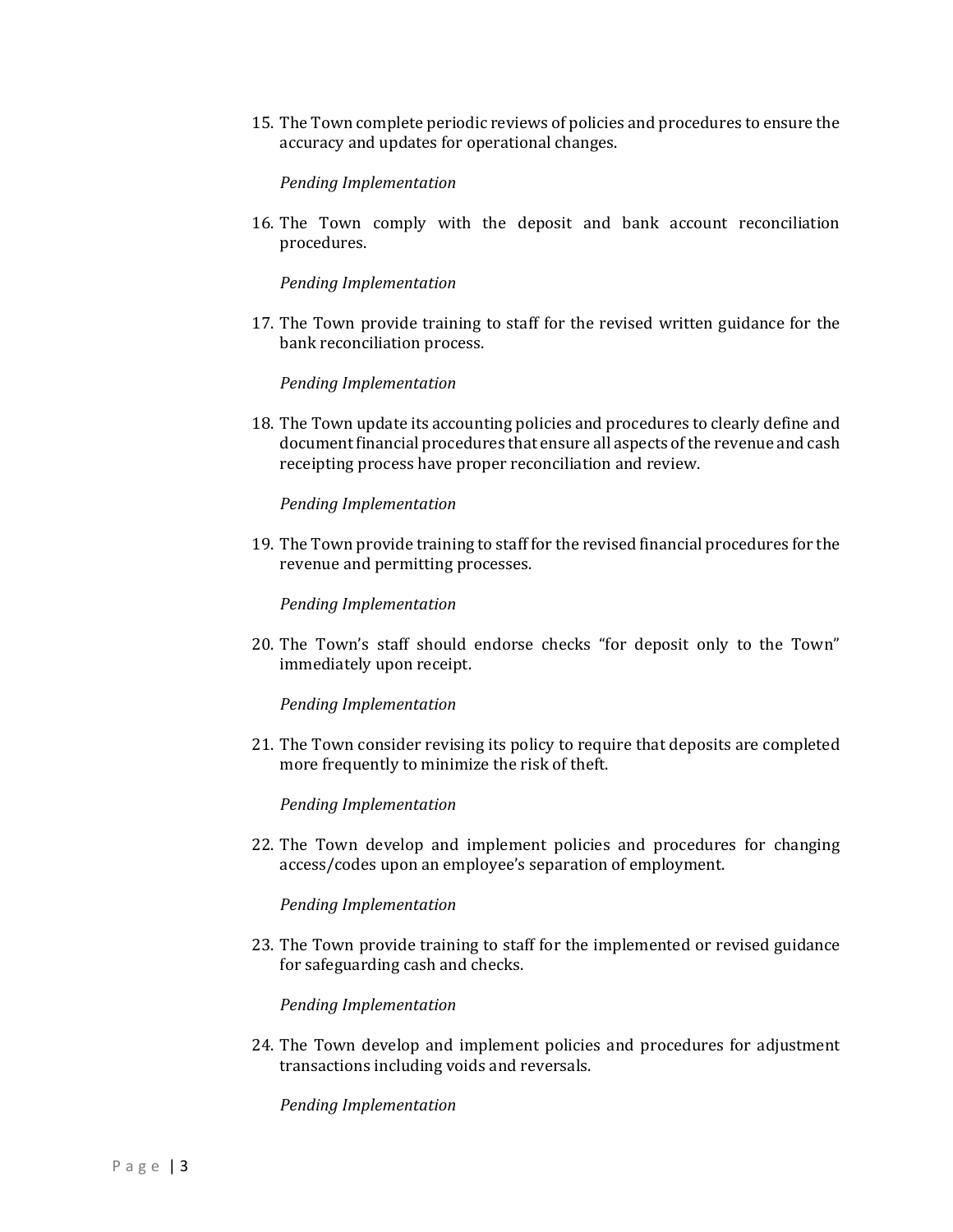15. The Town complete periodic reviews of policies and procedures to ensure the accuracy and updates for operational changes.

    *Pending Implementation*

16. The Town comply with the deposit and bank account reconciliation procedures.

    *Pending Implementation*

17. The Town provide training to staff for the revised written guidance for the bank reconciliation process.

    *Pending Implementation*

18. The Town update its accounting policies and procedures to clearly define and document financial procedures that ensure all aspects of the revenue and cash receipting process have proper reconciliation and review.

    *Pending Implementation*

19. The Town provide training to staff for the revised financial procedures for the revenue and permitting processes.

    *Pending Implementation*

20. The Town's staff should endorse checks "for deposit only to the Town" immediately upon receipt.

    *Pending Implementation*

21. The Town consider revising its policy to require that deposits are completed more frequently to minimize the risk of theft.

    *Pending Implementation*

22. The Town develop and implement policies and procedures for changing access/codes upon an employee's separation of employment.

    *Pending Implementation*

23. The Town provide training to staff for the implemented or revised guidance for safeguarding cash and checks.

    *Pending Implementation*

24. The Town develop and implement policies and procedures for adjustment transactions including voids and reversals.

    *Pending Implementation*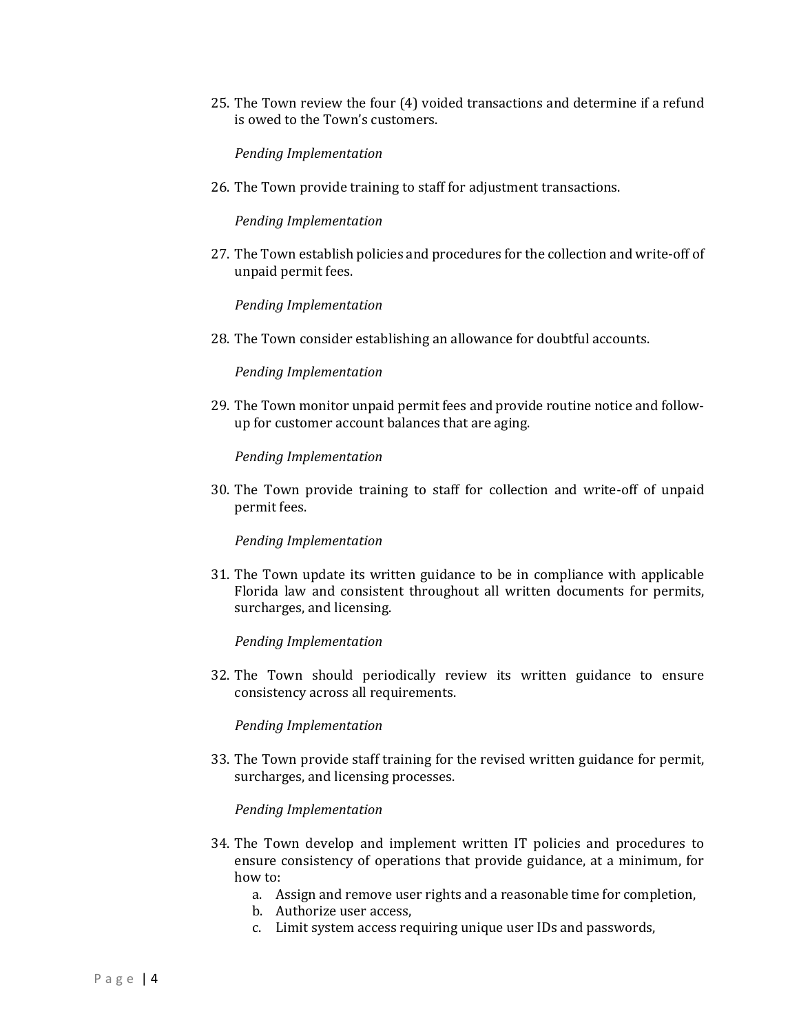25. The Town review the four (4) voided transactions and determine if a refund is owed to the Town's customers.

    *Pending Implementation*

26. The Town provide training to staff for adjustment transactions.

    *Pending Implementation*

27. The Town establish policies and procedures for the collection and write-off of unpaid permit fees.

    *Pending Implementation*

28. The Town consider establishing an allowance for doubtful accounts.

    *Pending Implementation*

29. The Town monitor unpaid permit fees and provide routine notice and follow-up for customer account balances that are aging.

    *Pending Implementation*

30. The Town provide training to staff for collection and write-off of unpaid permit fees.

    *Pending Implementation*

31. The Town update its written guidance to be in compliance with applicable Florida law and consistent throughout all written documents for permits, surcharges, and licensing.

    *Pending Implementation*

32. The Town should periodically review its written guidance to ensure consistency across all requirements.

    *Pending Implementation*

33. The Town provide staff training for the revised written guidance for permit, surcharges, and licensing processes.

    *Pending Implementation*

34. The Town develop and implement written IT policies and procedures to ensure consistency of operations that provide guidance, at a minimum, for how to:
    a. Assign and remove user rights and a reasonable time for completion,
    b. Authorize user access,
    c. Limit system access requiring unique user IDs and passwords,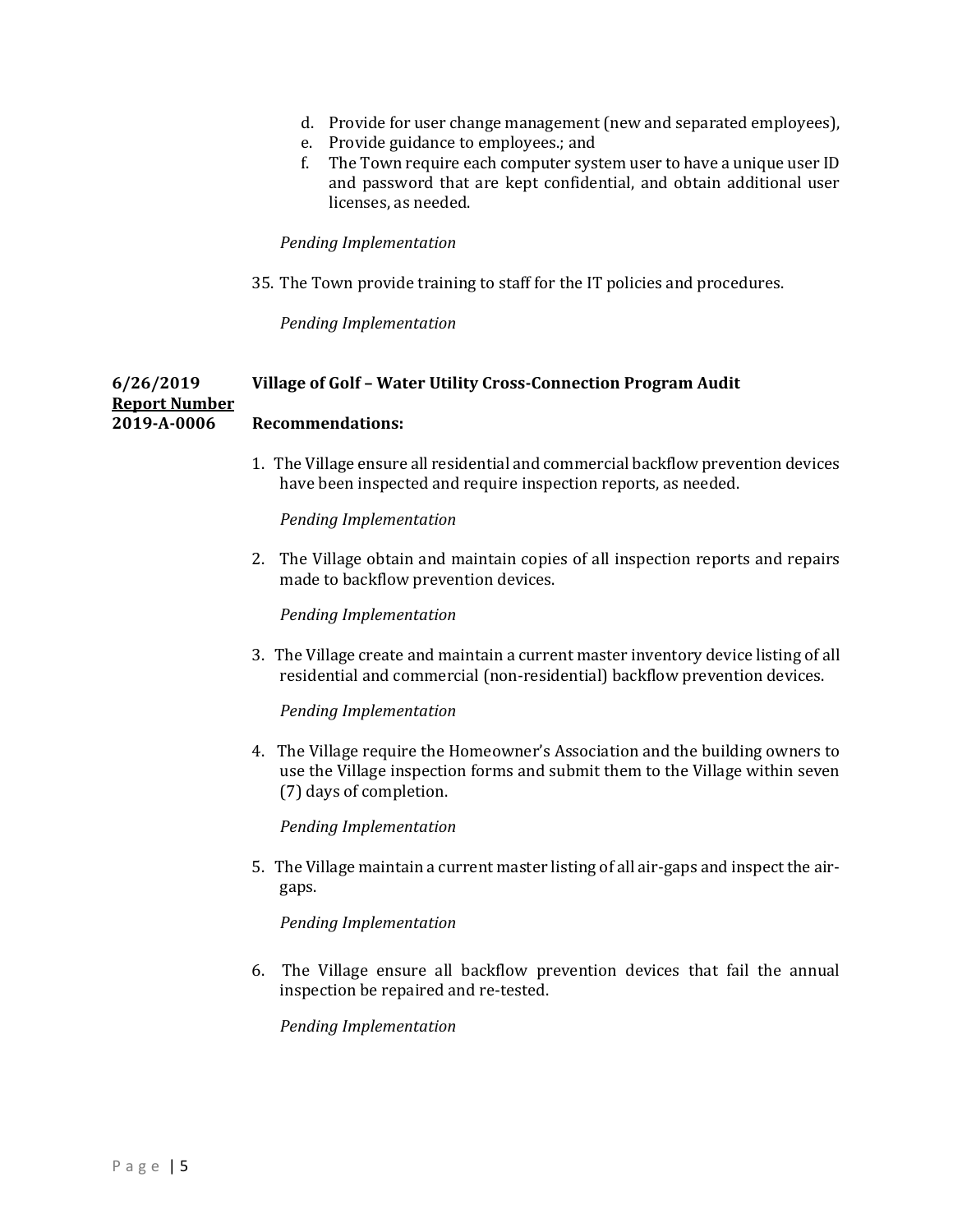d. Provide for user change management (new and separated employees),
e. Provide guidance to employees.; and
f. The Town require each computer system user to have a unique user ID and password that are kept confidential, and obtain additional user licenses, as needed.

*Pending Implementation*

35. The Town provide training to staff for the IT policies and procedures.

*Pending Implementation*

**6/26/2019** **Village of Golf – Water Utility Cross-Connection Program Audit**

**Report Number**
**2019-A-0006**

**Recommendations:**

1. The Village ensure all residential and commercial backflow prevention devices have been inspected and require inspection reports, as needed.

   *Pending Implementation*

2. The Village obtain and maintain copies of all inspection reports and repairs made to backflow prevention devices.

   *Pending Implementation*

3. The Village create and maintain a current master inventory device listing of all residential and commercial (non-residential) backflow prevention devices.

   *Pending Implementation*

4. The Village require the Homeowner's Association and the building owners to use the Village inspection forms and submit them to the Village within seven (7) days of completion.

   *Pending Implementation*

5. The Village maintain a current master listing of all air-gaps and inspect the air-gaps.

   *Pending Implementation*

6. The Village ensure all backflow prevention devices that fail the annual inspection be repaired and re-tested.

   *Pending Implementation*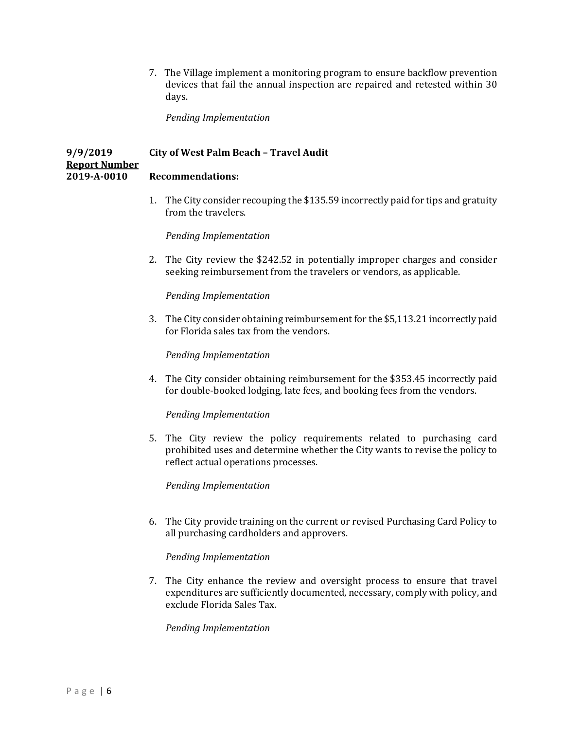7. The Village implement a monitoring program to ensure backflow prevention devices that fail the annual inspection are repaired and retested within 30 days.

   *Pending Implementation*

**9/9/2019**
**Report Number**
**2019-A-0010**

**City of West Palm Beach – Travel Audit**

**Recommendations:**

1. The City consider recouping the $135.59 incorrectly paid for tips and gratuity from the travelers.

   *Pending Implementation*

2. The City review the $242.52 in potentially improper charges and consider seeking reimbursement from the travelers or vendors, as applicable.

   *Pending Implementation*

3. The City consider obtaining reimbursement for the $5,113.21 incorrectly paid for Florida sales tax from the vendors.

   *Pending Implementation*

4. The City consider obtaining reimbursement for the $353.45 incorrectly paid for double-booked lodging, late fees, and booking fees from the vendors.

   *Pending Implementation*

5. The City review the policy requirements related to purchasing card prohibited uses and determine whether the City wants to revise the policy to reflect actual operations processes.

   *Pending Implementation*

6. The City provide training on the current or revised Purchasing Card Policy to all purchasing cardholders and approvers.

   *Pending Implementation*

7. The City enhance the review and oversight process to ensure that travel expenditures are sufficiently documented, necessary, comply with policy, and exclude Florida Sales Tax.

   *Pending Implementation*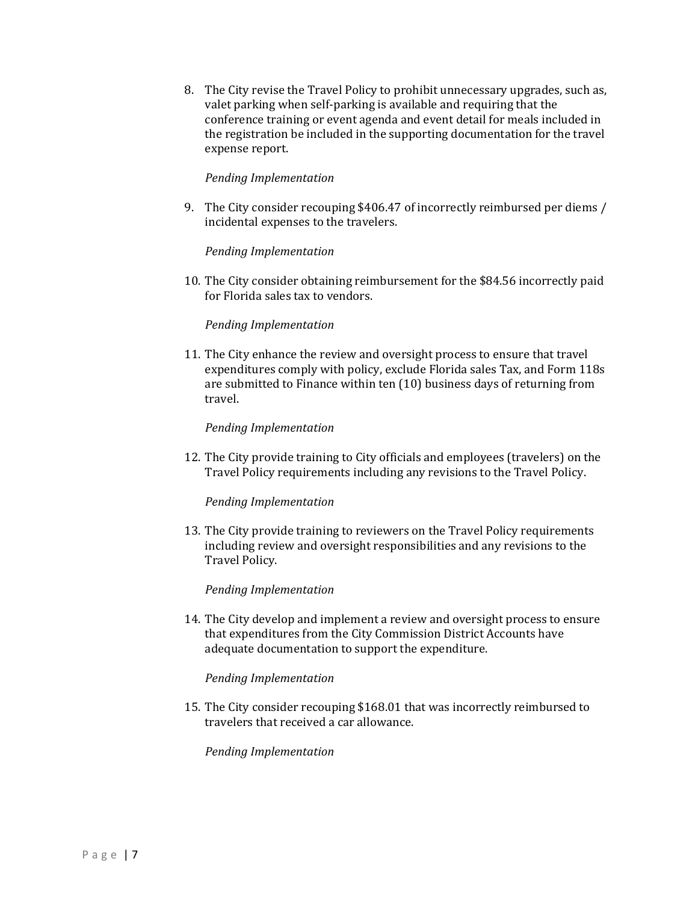8. The City revise the Travel Policy to prohibit unnecessary upgrades, such as, valet parking when self-parking is available and requiring that the conference training or event agenda and event detail for meals included in the registration be included in the supporting documentation for the travel expense report.

   *Pending Implementation*

9. The City consider recouping $406.47 of incorrectly reimbursed per diems / incidental expenses to the travelers.

   *Pending Implementation*

10. The City consider obtaining reimbursement for the $84.56 incorrectly paid for Florida sales tax to vendors.

    *Pending Implementation*

11. The City enhance the review and oversight process to ensure that travel expenditures comply with policy, exclude Florida sales Tax, and Form 118s are submitted to Finance within ten (10) business days of returning from travel.

    *Pending Implementation*

12. The City provide training to City officials and employees (travelers) on the Travel Policy requirements including any revisions to the Travel Policy.

    *Pending Implementation*

13. The City provide training to reviewers on the Travel Policy requirements including review and oversight responsibilities and any revisions to the Travel Policy.

    *Pending Implementation*

14. The City develop and implement a review and oversight process to ensure that expenditures from the City Commission District Accounts have adequate documentation to support the expenditure.

    *Pending Implementation*

15. The City consider recouping $168.01 that was incorrectly reimbursed to travelers that received a car allowance.

    *Pending Implementation*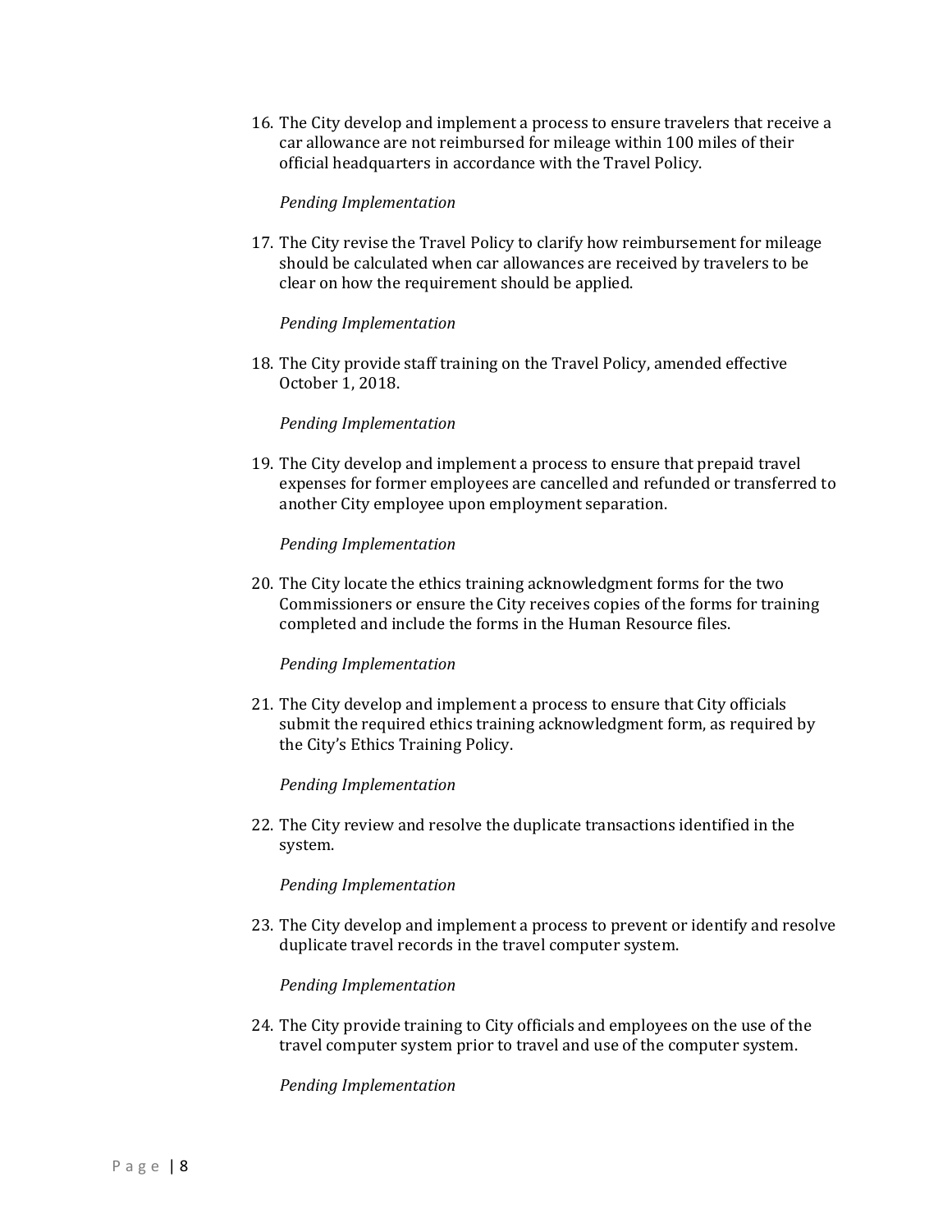16. The City develop and implement a process to ensure travelers that receive a car allowance are not reimbursed for mileage within 100 miles of their official headquarters in accordance with the Travel Policy.

    *Pending Implementation*

17. The City revise the Travel Policy to clarify how reimbursement for mileage should be calculated when car allowances are received by travelers to be clear on how the requirement should be applied.

    *Pending Implementation*

18. The City provide staff training on the Travel Policy, amended effective October 1, 2018.

    *Pending Implementation*

19. The City develop and implement a process to ensure that prepaid travel expenses for former employees are cancelled and refunded or transferred to another City employee upon employment separation.

    *Pending Implementation*

20. The City locate the ethics training acknowledgment forms for the two Commissioners or ensure the City receives copies of the forms for training completed and include the forms in the Human Resource files.

    *Pending Implementation*

21. The City develop and implement a process to ensure that City officials submit the required ethics training acknowledgment form, as required by the City's Ethics Training Policy.

    *Pending Implementation*

22. The City review and resolve the duplicate transactions identified in the system.

    *Pending Implementation*

23. The City develop and implement a process to prevent or identify and resolve duplicate travel records in the travel computer system.

    *Pending Implementation*

24. The City provide training to City officials and employees on the use of the travel computer system prior to travel and use of the computer system.

    *Pending Implementation*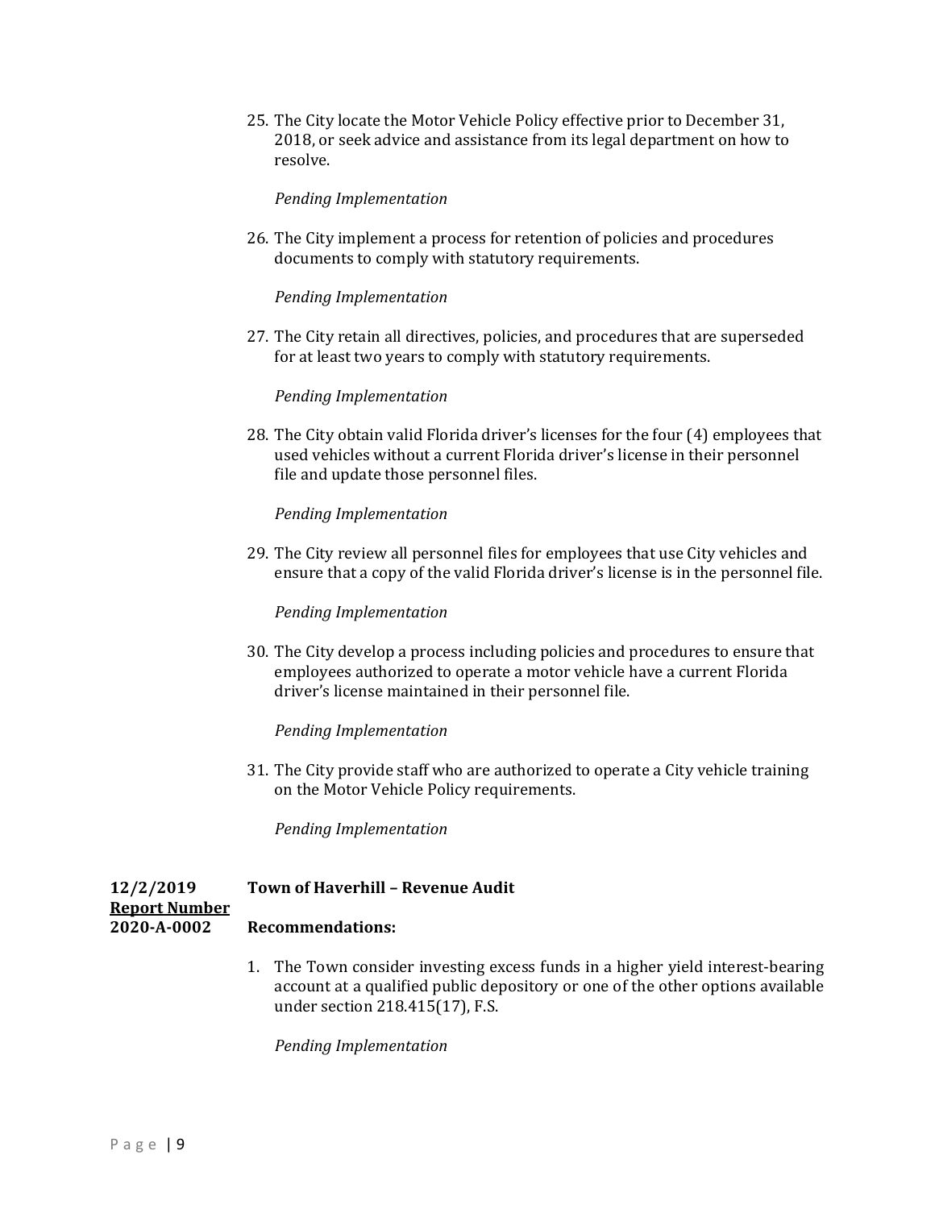25. The City locate the Motor Vehicle Policy effective prior to December 31, 2018, or seek advice and assistance from its legal department on how to resolve.

    *Pending Implementation*

26. The City implement a process for retention of policies and procedures documents to comply with statutory requirements.

    *Pending Implementation*

27. The City retain all directives, policies, and procedures that are superseded for at least two years to comply with statutory requirements.

    *Pending Implementation*

28. The City obtain valid Florida driver's licenses for the four (4) employees that used vehicles without a current Florida driver's license in their personnel file and update those personnel files.

    *Pending Implementation*

29. The City review all personnel files for employees that use City vehicles and ensure that a copy of the valid Florida driver's license is in the personnel file.

    *Pending Implementation*

30. The City develop a process including policies and procedures to ensure that employees authorized to operate a motor vehicle have a current Florida driver's license maintained in their personnel file.

    *Pending Implementation*

31. The City provide staff who are authorized to operate a City vehicle training on the Motor Vehicle Policy requirements.

    *Pending Implementation*

**12/2/2019** **Town of Haverhill – Revenue Audit**

**Report Number**
**2020-A-0002**

**Recommendations:**

1. The Town consider investing excess funds in a higher yield interest-bearing account at a qualified public depository or one of the other options available under section 218.415(17), F.S.

   *Pending Implementation*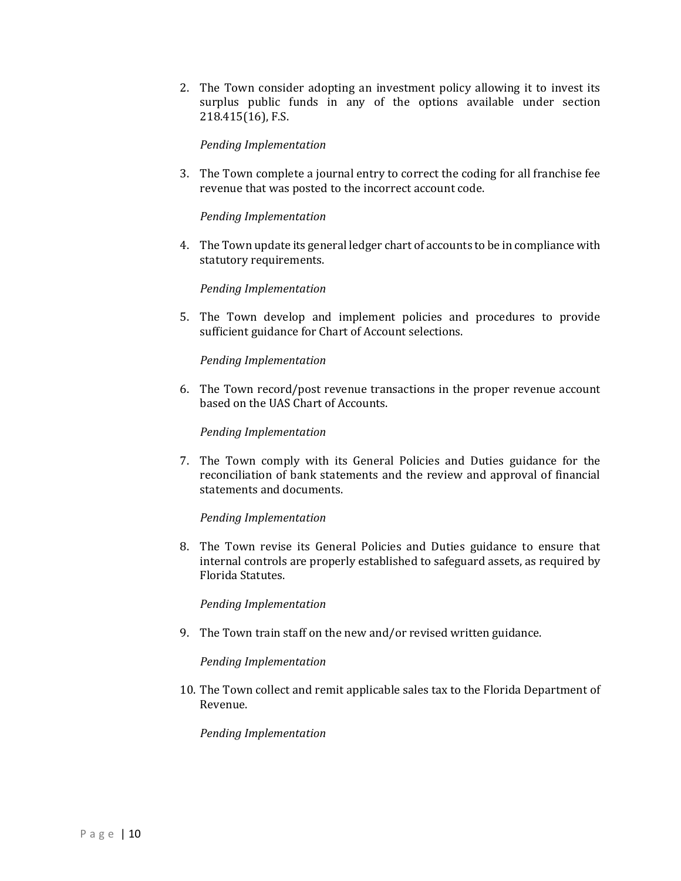2. The Town consider adopting an investment policy allowing it to invest its surplus public funds in any of the options available under section 218.415(16), F.S.

   *Pending Implementation*

3. The Town complete a journal entry to correct the coding for all franchise fee revenue that was posted to the incorrect account code.

   *Pending Implementation*

4. The Town update its general ledger chart of accounts to be in compliance with statutory requirements.

   *Pending Implementation*

5. The Town develop and implement policies and procedures to provide sufficient guidance for Chart of Account selections.

   *Pending Implementation*

6. The Town record/post revenue transactions in the proper revenue account based on the UAS Chart of Accounts.

   *Pending Implementation*

7. The Town comply with its General Policies and Duties guidance for the reconciliation of bank statements and the review and approval of financial statements and documents.

   *Pending Implementation*

8. The Town revise its General Policies and Duties guidance to ensure that internal controls are properly established to safeguard assets, as required by Florida Statutes.

   *Pending Implementation*

9. The Town train staff on the new and/or revised written guidance.

   *Pending Implementation*

10. The Town collect and remit applicable sales tax to the Florida Department of Revenue.

    *Pending Implementation*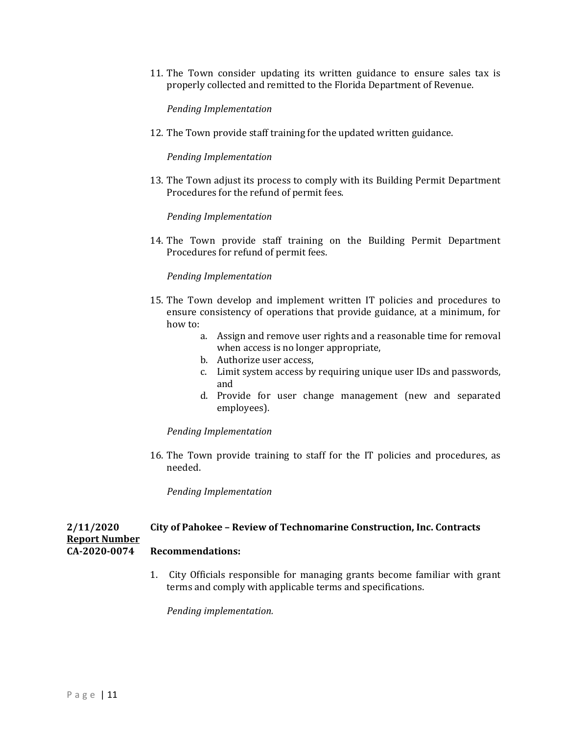11. The Town consider updating its written guidance to ensure sales tax is properly collected and remitted to the Florida Department of Revenue.

    *Pending Implementation*

12. The Town provide staff training for the updated written guidance.

    *Pending Implementation*

13. The Town adjust its process to comply with its Building Permit Department Procedures for the refund of permit fees.

    *Pending Implementation*

14. The Town provide staff training on the Building Permit Department Procedures for refund of permit fees.

    *Pending Implementation*

15. The Town develop and implement written IT policies and procedures to ensure consistency of operations that provide guidance, at a minimum, for how to:
    a. Assign and remove user rights and a reasonable time for removal when access is no longer appropriate,
    b. Authorize user access,
    c. Limit system access by requiring unique user IDs and passwords, and
    d. Provide for user change management (new and separated employees).

    *Pending Implementation*

16. The Town provide training to staff for the IT policies and procedures, as needed.

    *Pending Implementation*

**2/11/2020**
**Report Number**
**CA-2020-0074**

**City of Pahokee – Review of Technomarine Construction, Inc. Contracts**

**Recommendations:**

1. City Officials responsible for managing grants become familiar with grant terms and comply with applicable terms and specifications.

   *Pending implementation.*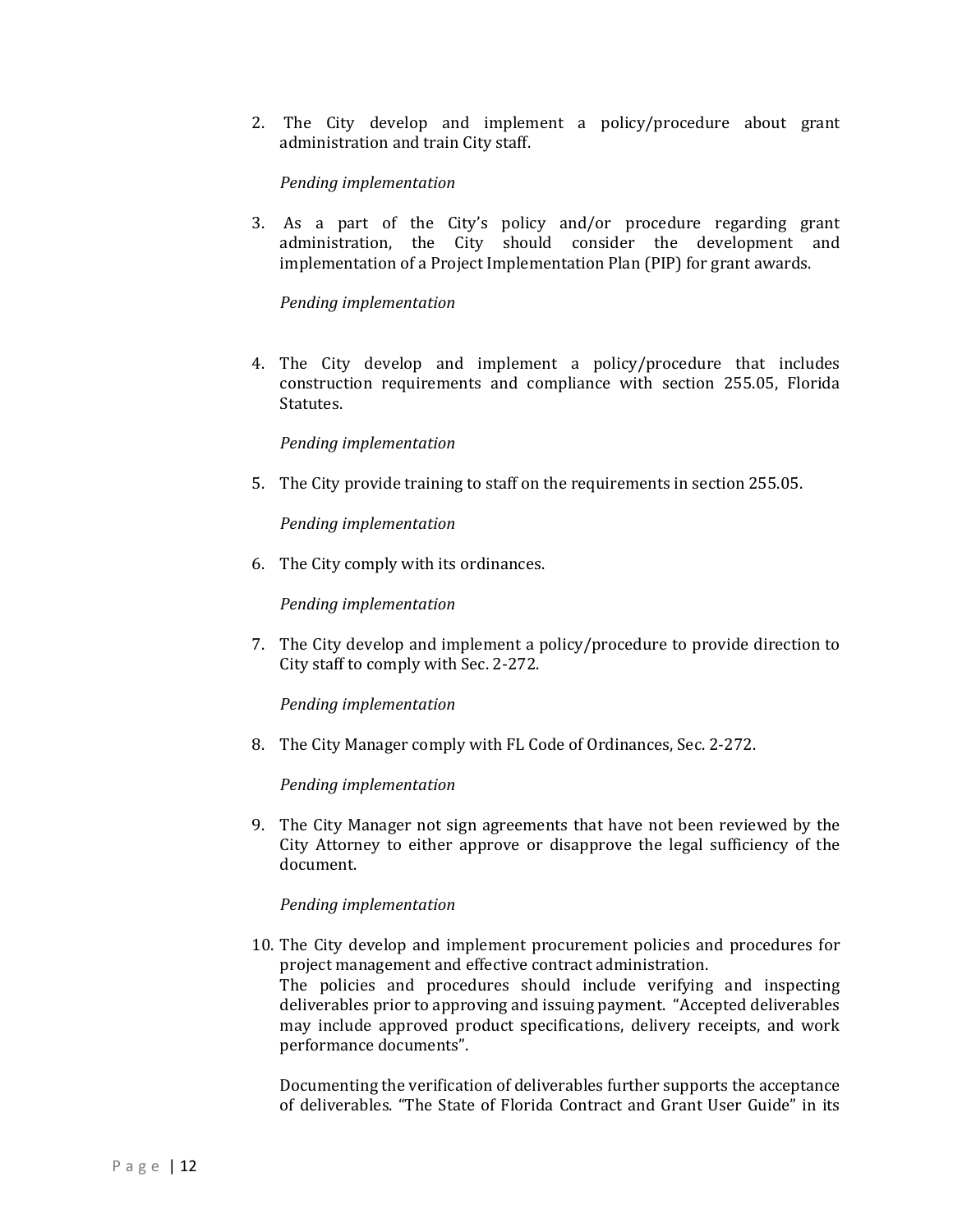2. The City develop and implement a policy/procedure about grant administration and train City staff.

   *Pending implementation*

3. As a part of the City's policy and/or procedure regarding grant administration, the City should consider the development and implementation of a Project Implementation Plan (PIP) for grant awards.

   *Pending implementation*

4. The City develop and implement a policy/procedure that includes construction requirements and compliance with section 255.05, Florida Statutes.

   *Pending implementation*

5. The City provide training to staff on the requirements in section 255.05.

   *Pending implementation*

6. The City comply with its ordinances.

   *Pending implementation*

7. The City develop and implement a policy/procedure to provide direction to City staff to comply with Sec. 2-272.

   *Pending implementation*

8. The City Manager comply with FL Code of Ordinances, Sec. 2-272.

   *Pending implementation*

9. The City Manager not sign agreements that have not been reviewed by the City Attorney to either approve or disapprove the legal sufficiency of the document.

   *Pending implementation*

10. The City develop and implement procurement policies and procedures for project management and effective contract administration.
    The policies and procedures should include verifying and inspecting deliverables prior to approving and issuing payment. "Accepted deliverables may include approved product specifications, delivery receipts, and work performance documents".

    Documenting the verification of deliverables further supports the acceptance of deliverables. "The State of Florida Contract and Grant User Guide" in its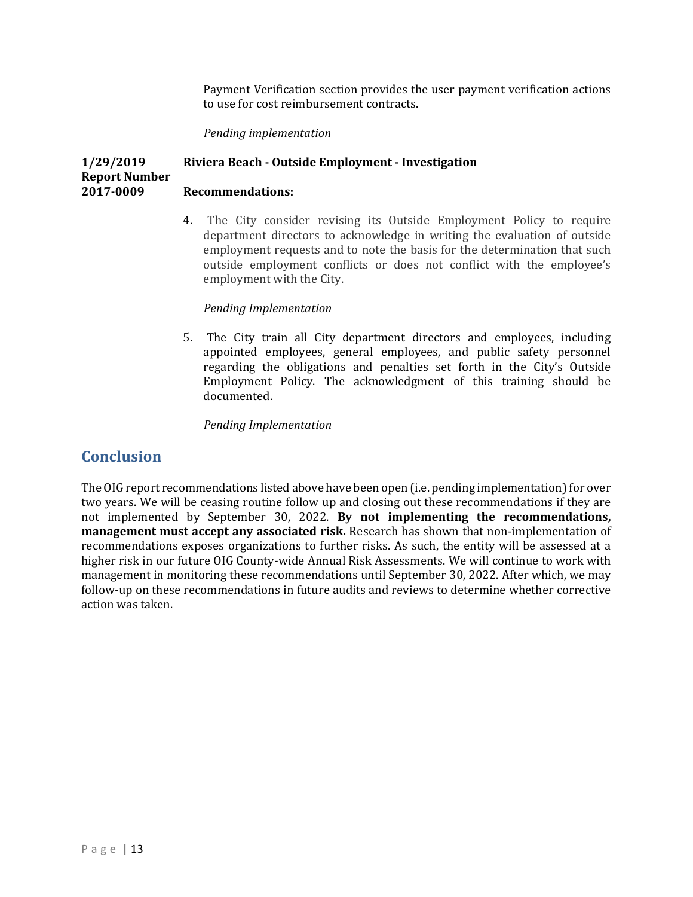Payment Verification section provides the user payment verification actions to use for cost reimbursement contracts.

*Pending implementation*

**1/29/2019** **Riviera Beach - Outside Employment - Investigation**

**Report Number**
**2017-0009** **Recommendations:**

4. The City consider revising its Outside Employment Policy to require department directors to acknowledge in writing the evaluation of outside employment requests and to note the basis for the determination that such outside employment conflicts or does not conflict with the employee's employment with the City.

   *Pending Implementation*

5. The City train all City department directors and employees, including appointed employees, general employees, and public safety personnel regarding the obligations and penalties set forth in the City's Outside Employment Policy. The acknowledgment of this training should be documented.

   *Pending Implementation*

## Conclusion

The OIG report recommendations listed above have been open (i.e. pending implementation) for over two years. We will be ceasing routine follow up and closing out these recommendations if they are not implemented by September 30, 2022. **By not implementing the recommendations, management must accept any associated risk.** Research has shown that non-implementation of recommendations exposes organizations to further risks. As such, the entity will be assessed at a higher risk in our future OIG County-wide Annual Risk Assessments. We will continue to work with management in monitoring these recommendations until September 30, 2022. After which, we may follow-up on these recommendations in future audits and reviews to determine whether corrective action was taken.